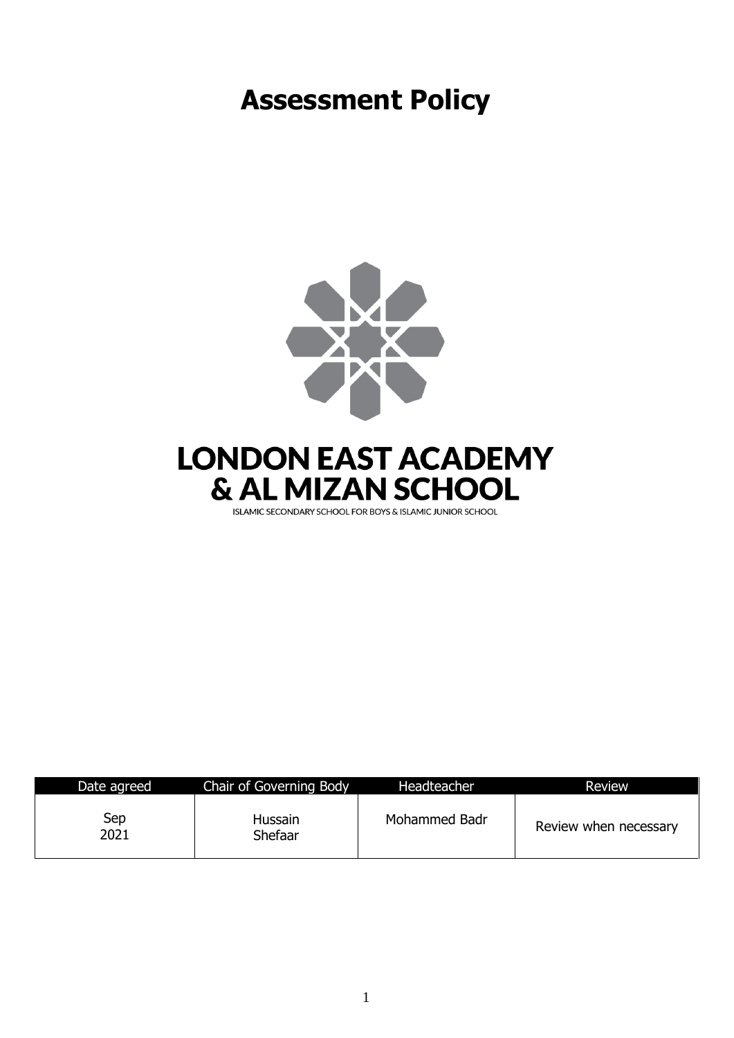# Assessment Policy

**LONDON EAST ACADEMY**
**& AL MIZAN SCHOOL**

ISLAMIC SECONDARY SCHOOL FOR BOYS & ISLAMIC JUNIOR SCHOOL

| Date agreed | Chair of Governing Body | Headteacher | Review |
|---|---|---|---|
| Sep 2021 | Hussain Shefaar | Mohammed Badr | Review when necessary |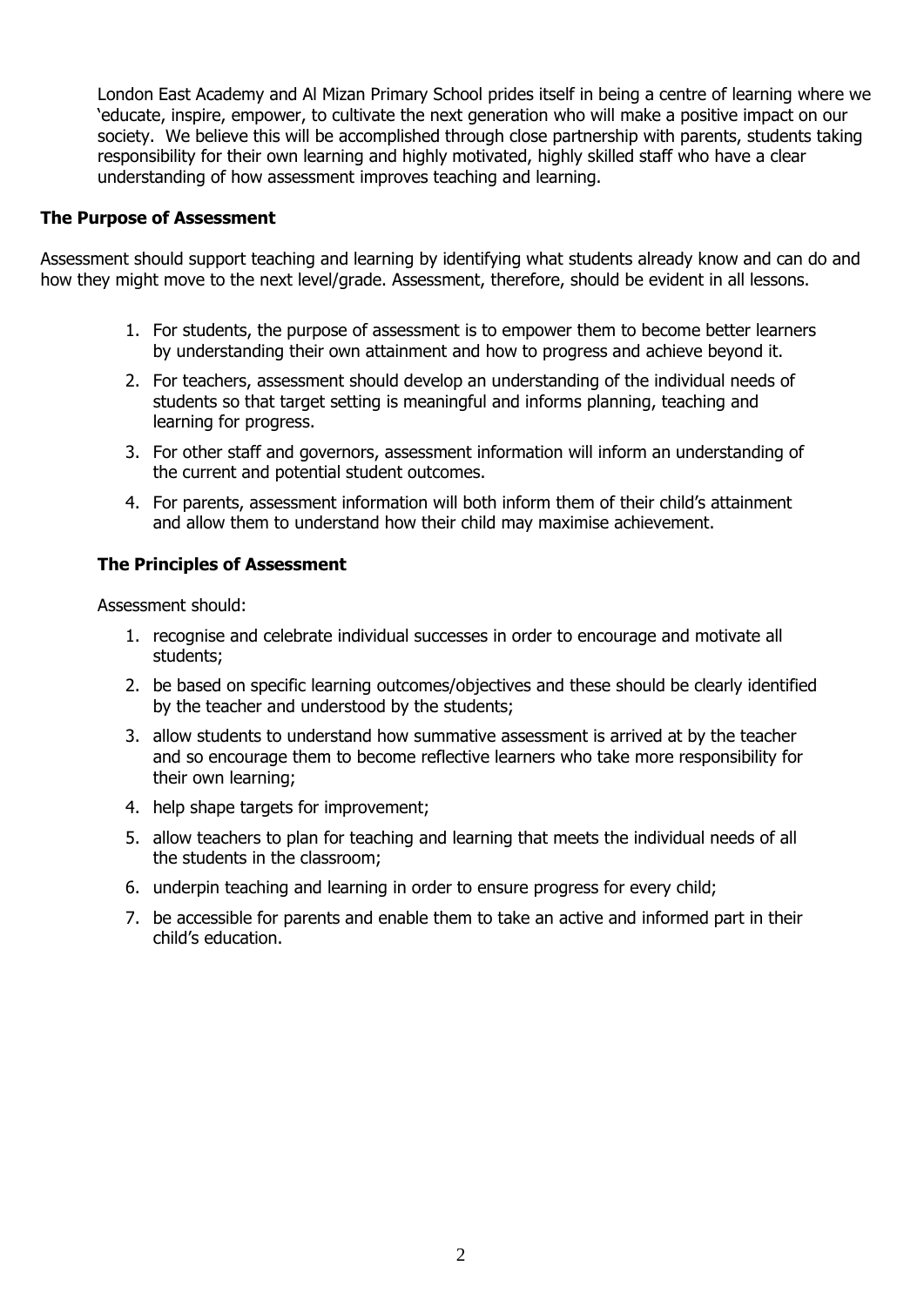London East Academy and Al Mizan Primary School prides itself in being a centre of learning where we 'educate, inspire, empower, to cultivate the next generation who will make a positive impact on our society. We believe this will be accomplished through close partnership with parents, students taking responsibility for their own learning and highly motivated, highly skilled staff who have a clear understanding of how assessment improves teaching and learning.

## The Purpose of Assessment

Assessment should support teaching and learning by identifying what students already know and can do and how they might move to the next level/grade. Assessment, therefore, should be evident in all lessons.

1. For students, the purpose of assessment is to empower them to become better learners by understanding their own attainment and how to progress and achieve beyond it.
2. For teachers, assessment should develop an understanding of the individual needs of students so that target setting is meaningful and informs planning, teaching and learning for progress.
3. For other staff and governors, assessment information will inform an understanding of the current and potential student outcomes.
4. For parents, assessment information will both inform them of their child's attainment and allow them to understand how their child may maximise achievement.

## The Principles of Assessment

Assessment should:

1. recognise and celebrate individual successes in order to encourage and motivate all students;
2. be based on specific learning outcomes/objectives and these should be clearly identified by the teacher and understood by the students;
3. allow students to understand how summative assessment is arrived at by the teacher and so encourage them to become reflective learners who take more responsibility for their own learning;
4. help shape targets for improvement;
5. allow teachers to plan for teaching and learning that meets the individual needs of all the students in the classroom;
6. underpin teaching and learning in order to ensure progress for every child;
7. be accessible for parents and enable them to take an active and informed part in their child's education.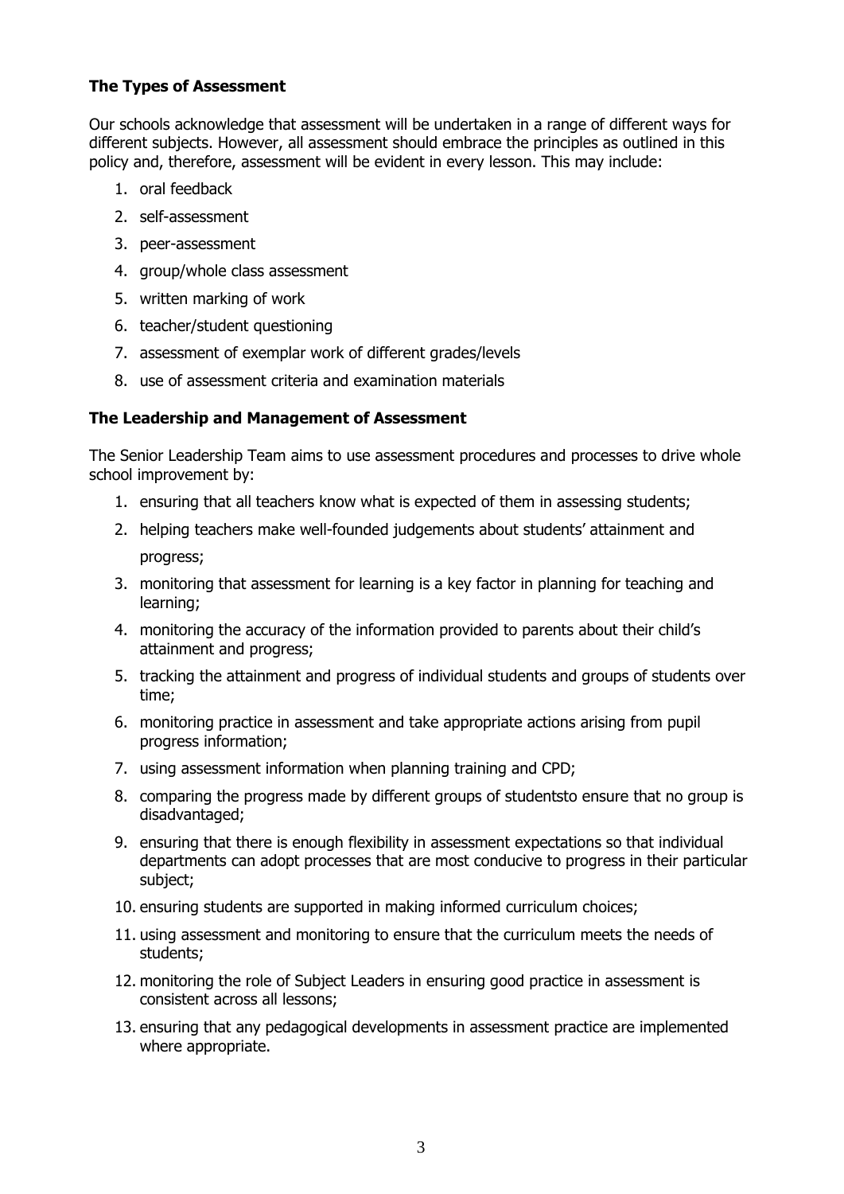### The Types of Assessment

Our schools acknowledge that assessment will be undertaken in a range of different ways for different subjects. However, all assessment should embrace the principles as outlined in this policy and, therefore, assessment will be evident in every lesson. This may include:

1. oral feedback
2. self-assessment
3. peer-assessment
4. group/whole class assessment
5. written marking of work
6. teacher/student questioning
7. assessment of exemplar work of different grades/levels
8. use of assessment criteria and examination materials

### The Leadership and Management of Assessment

The Senior Leadership Team aims to use assessment procedures and processes to drive whole school improvement by:

1. ensuring that all teachers know what is expected of them in assessing students;
2. helping teachers make well-founded judgements about students' attainment and progress;
3. monitoring that assessment for learning is a key factor in planning for teaching and learning;
4. monitoring the accuracy of the information provided to parents about their child's attainment and progress;
5. tracking the attainment and progress of individual students and groups of students over time;
6. monitoring practice in assessment and take appropriate actions arising from pupil progress information;
7. using assessment information when planning training and CPD;
8. comparing the progress made by different groups of studentsto ensure that no group is disadvantaged;
9. ensuring that there is enough flexibility in assessment expectations so that individual departments can adopt processes that are most conducive to progress in their particular subject;
10. ensuring students are supported in making informed curriculum choices;
11. using assessment and monitoring to ensure that the curriculum meets the needs of students;
12. monitoring the role of Subject Leaders in ensuring good practice in assessment is consistent across all lessons;
13. ensuring that any pedagogical developments in assessment practice are implemented where appropriate.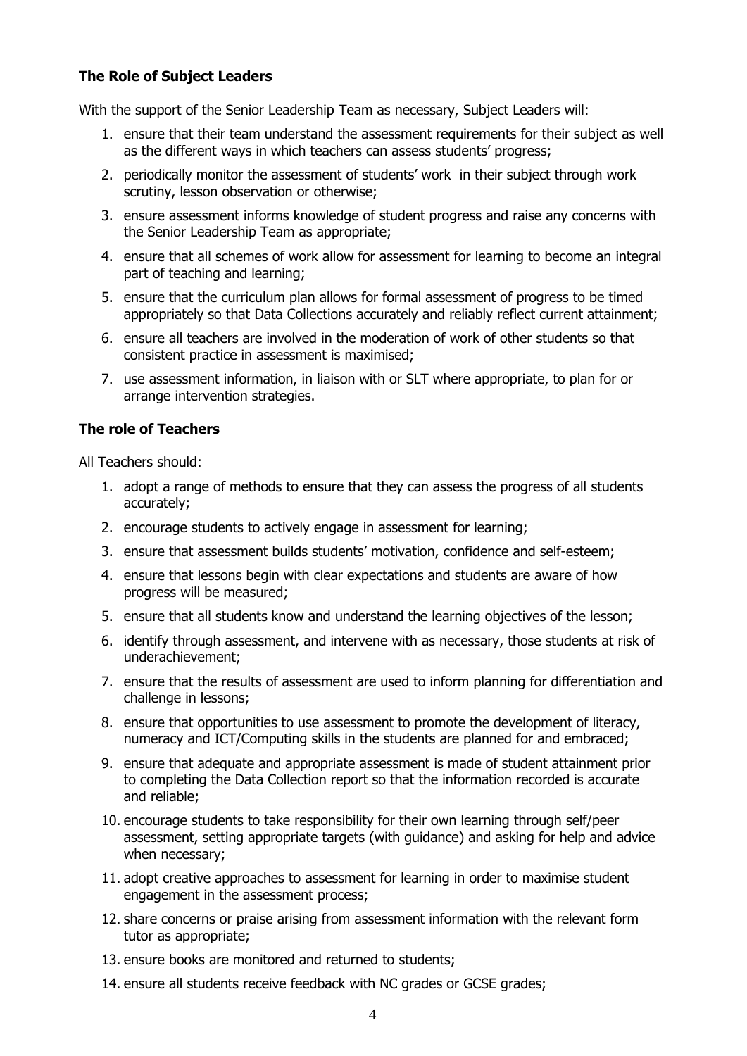### The Role of Subject Leaders

With the support of the Senior Leadership Team as necessary, Subject Leaders will:

1. ensure that their team understand the assessment requirements for their subject as well as the different ways in which teachers can assess students' progress;
2. periodically monitor the assessment of students' work in their subject through work scrutiny, lesson observation or otherwise;
3. ensure assessment informs knowledge of student progress and raise any concerns with the Senior Leadership Team as appropriate;
4. ensure that all schemes of work allow for assessment for learning to become an integral part of teaching and learning;
5. ensure that the curriculum plan allows for formal assessment of progress to be timed appropriately so that Data Collections accurately and reliably reflect current attainment;
6. ensure all teachers are involved in the moderation of work of other students so that consistent practice in assessment is maximised;
7. use assessment information, in liaison with or SLT where appropriate, to plan for or arrange intervention strategies.

### The role of Teachers

All Teachers should:

1. adopt a range of methods to ensure that they can assess the progress of all students accurately;
2. encourage students to actively engage in assessment for learning;
3. ensure that assessment builds students' motivation, confidence and self-esteem;
4. ensure that lessons begin with clear expectations and students are aware of how progress will be measured;
5. ensure that all students know and understand the learning objectives of the lesson;
6. identify through assessment, and intervene with as necessary, those students at risk of underachievement;
7. ensure that the results of assessment are used to inform planning for differentiation and challenge in lessons;
8. ensure that opportunities to use assessment to promote the development of literacy, numeracy and ICT/Computing skills in the students are planned for and embraced;
9. ensure that adequate and appropriate assessment is made of student attainment prior to completing the Data Collection report so that the information recorded is accurate and reliable;
10. encourage students to take responsibility for their own learning through self/peer assessment, setting appropriate targets (with guidance) and asking for help and advice when necessary;
11. adopt creative approaches to assessment for learning in order to maximise student engagement in the assessment process;
12. share concerns or praise arising from assessment information with the relevant form tutor as appropriate;
13. ensure books are monitored and returned to students;
14. ensure all students receive feedback with NC grades or GCSE grades;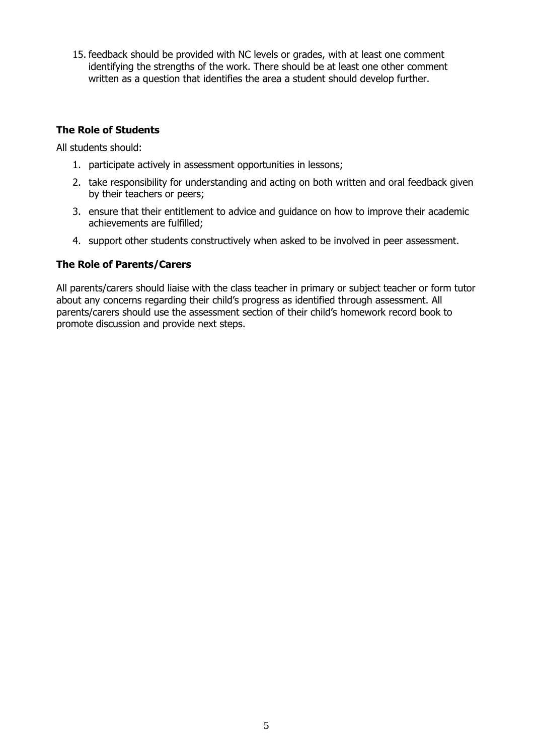15. feedback should be provided with NC levels or grades, with at least one comment identifying the strengths of the work. There should be at least one other comment written as a question that identifies the area a student should develop further.

### The Role of Students

All students should:

1. participate actively in assessment opportunities in lessons;
2. take responsibility for understanding and acting on both written and oral feedback given by their teachers or peers;
3. ensure that their entitlement to advice and guidance on how to improve their academic achievements are fulfilled;
4. support other students constructively when asked to be involved in peer assessment.

### The Role of Parents/Carers

All parents/carers should liaise with the class teacher in primary or subject teacher or form tutor about any concerns regarding their child's progress as identified through assessment. All parents/carers should use the assessment section of their child's homework record book to promote discussion and provide next steps.